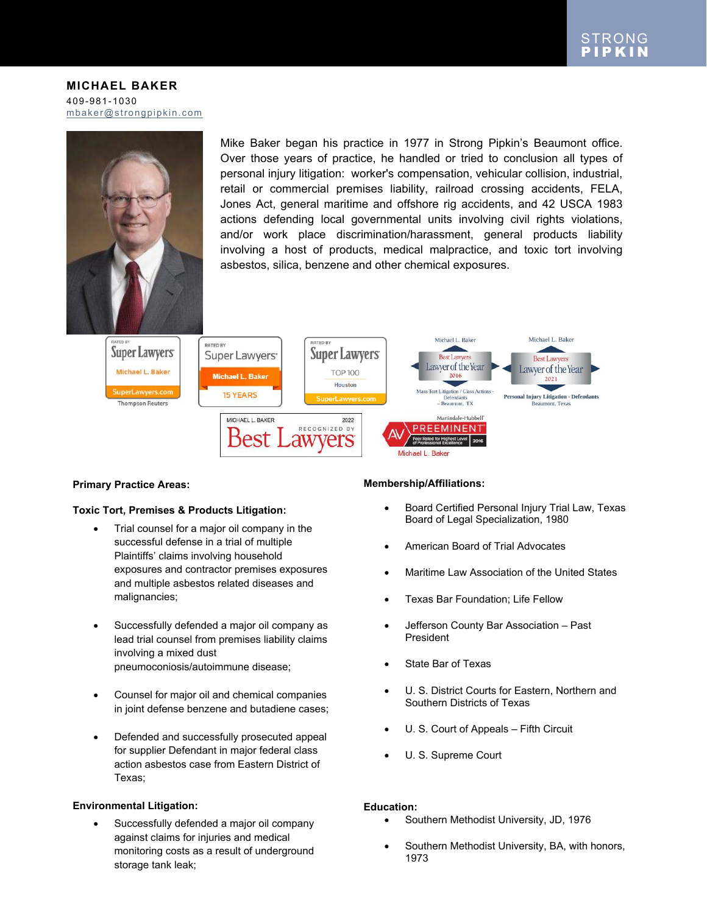# MICHAEL BAKER

409-981-1030
mbaker@strongpipkin.com

Mike Baker began his practice in 1977 in Strong Pipkin's Beaumont office. Over those years of practice, he handled or tried to conclusion all types of personal injury litigation: worker's compensation, vehicular collision, industrial, retail or commercial premises liability, railroad crossing accidents, FELA, Jones Act, general maritime and offshore rig accidents, and 42 USCA 1983 actions defending local governmental units involving civil rights violations, and/or work place discrimination/harassment, general products liability involving a host of products, medical malpractice, and toxic tort involving asbestos, silica, benzene and other chemical exposures.

## Primary Practice Areas:

### Toxic Tort, Premises & Products Litigation:

- Trial counsel for a major oil company in the successful defense in a trial of multiple Plaintiffs' claims involving household exposures and contractor premises exposures and multiple asbestos related diseases and malignancies;
- Successfully defended a major oil company as lead trial counsel from premises liability claims involving a mixed dust pneumoconiosis/autoimmune disease;
- Counsel for major oil and chemical companies in joint defense benzene and butadiene cases;
- Defended and successfully prosecuted appeal for supplier Defendant in major federal class action asbestos case from Eastern District of Texas;

### Environmental Litigation:

- Successfully defended a major oil company against claims for injuries and medical monitoring costs as a result of underground storage tank leak;

## Membership/Affiliations:

- Board Certified Personal Injury Trial Law, Texas Board of Legal Specialization, 1980
- American Board of Trial Advocates
- Maritime Law Association of the United States
- Texas Bar Foundation; Life Fellow
- Jefferson County Bar Association – Past President
- State Bar of Texas
- U. S. District Courts for Eastern, Northern and Southern Districts of Texas
- U. S. Court of Appeals – Fifth Circuit
- U. S. Supreme Court

## Education:

- Southern Methodist University, JD, 1976
- Southern Methodist University, BA, with honors, 1973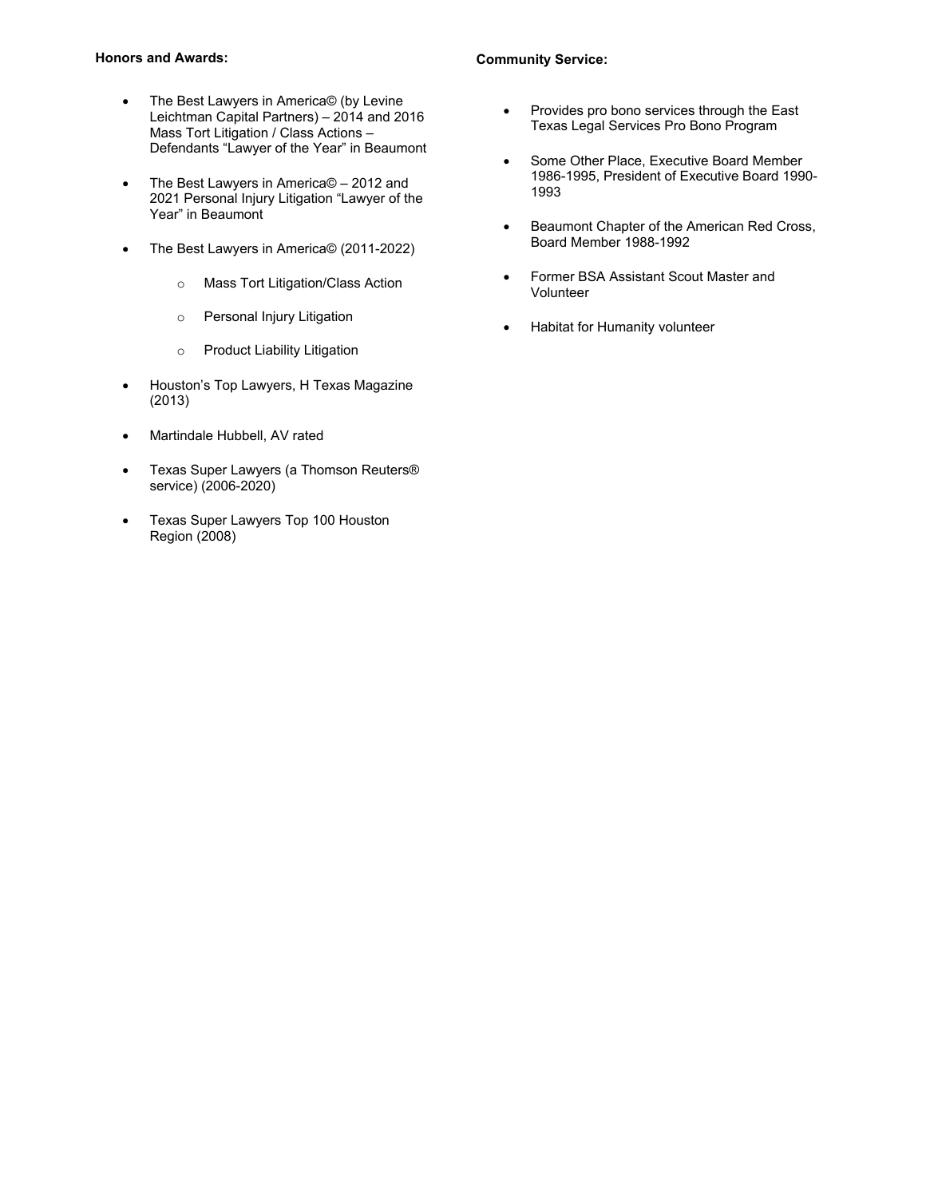**Honors and Awards:**

- The Best Lawyers in America© (by Levine Leichtman Capital Partners) – 2014 and 2016 Mass Tort Litigation / Class Actions – Defendants "Lawyer of the Year" in Beaumont
- The Best Lawyers in America© – 2012 and 2021 Personal Injury Litigation "Lawyer of the Year" in Beaumont
- The Best Lawyers in America© (2011-2022)
  - Mass Tort Litigation/Class Action
  - Personal Injury Litigation
  - Product Liability Litigation
- Houston's Top Lawyers, H Texas Magazine (2013)
- Martindale Hubbell, AV rated
- Texas Super Lawyers (a Thomson Reuters® service) (2006-2020)
- Texas Super Lawyers Top 100 Houston Region (2008)

**Community Service:**

- Provides pro bono services through the East Texas Legal Services Pro Bono Program
- Some Other Place, Executive Board Member 1986-1995, President of Executive Board 1990-1993
- Beaumont Chapter of the American Red Cross, Board Member 1988-1992
- Former BSA Assistant Scout Master and Volunteer
- Habitat for Humanity volunteer